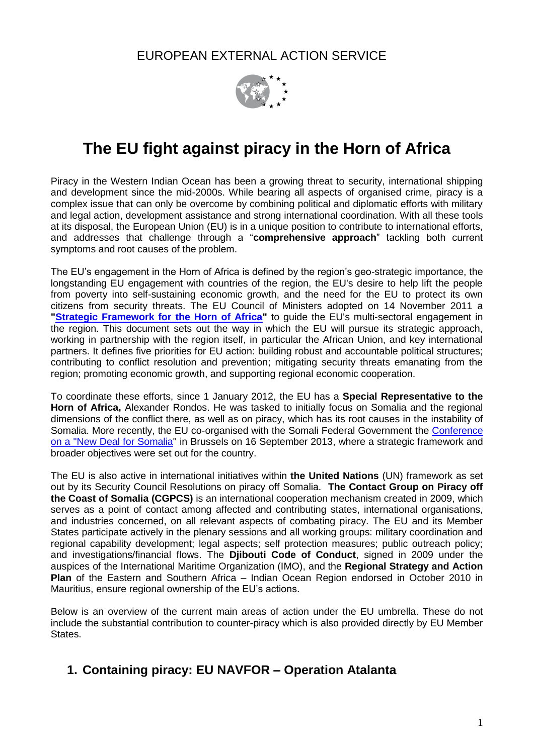EUROPEAN EXTERNAL ACTION SERVICE

# The EU fight against piracy in the Horn of Africa

Piracy in the Western Indian Ocean has been a growing threat to security, international shipping and development since the mid-2000s. While bearing all aspects of organised crime, piracy is a complex issue that can only be overcome by combining political and diplomatic efforts with military and legal action, development assistance and strong international coordination. With all these tools at its disposal, the European Union (EU) is in a unique position to contribute to international efforts, and addresses that challenge through a "**comprehensive approach**" tackling both current symptoms and root causes of the problem.

The EU's engagement in the Horn of Africa is defined by the region's geo-strategic importance, the longstanding EU engagement with countries of the region, the EU's desire to help lift the people from poverty into self-sustaining economic growth, and the need for the EU to protect its own citizens from security threats. The EU Council of Ministers adopted on 14 November 2011 a **"Strategic Framework for the Horn of Africa"** to guide the EU's multi-sectoral engagement in the region. This document sets out the way in which the EU will pursue its strategic approach, working in partnership with the region itself, in particular the African Union, and key international partners. It defines five priorities for EU action: building robust and accountable political structures; contributing to conflict resolution and prevention; mitigating security threats emanating from the region; promoting economic growth, and supporting regional economic cooperation.

To coordinate these efforts, since 1 January 2012, the EU has a **Special Representative to the Horn of Africa,** Alexander Rondos. He was tasked to initially focus on Somalia and the regional dimensions of the conflict there, as well as on piracy, which has its root causes in the instability of Somalia. More recently, the EU co-organised with the Somali Federal Government the Conference on a "New Deal for Somalia" in Brussels on 16 September 2013, where a strategic framework and broader objectives were set out for the country.

The EU is also active in international initiatives within **the United Nations** (UN) framework as set out by its Security Council Resolutions on piracy off Somalia. **The Contact Group on Piracy off the Coast of Somalia (CGPCS)** is an international cooperation mechanism created in 2009, which serves as a point of contact among affected and contributing states, international organisations, and industries concerned, on all relevant aspects of combating piracy. The EU and its Member States participate actively in the plenary sessions and all working groups: military coordination and regional capability development; legal aspects; self protection measures; public outreach policy; and investigations/financial flows. The **Djibouti Code of Conduct**, signed in 2009 under the auspices of the International Maritime Organization (IMO), and the **Regional Strategy and Action Plan** of the Eastern and Southern Africa – Indian Ocean Region endorsed in October 2010 in Mauritius, ensure regional ownership of the EU's actions.

Below is an overview of the current main areas of action under the EU umbrella. These do not include the substantial contribution to counter-piracy which is also provided directly by EU Member States.

## 1. Containing piracy: EU NAVFOR – Operation Atalanta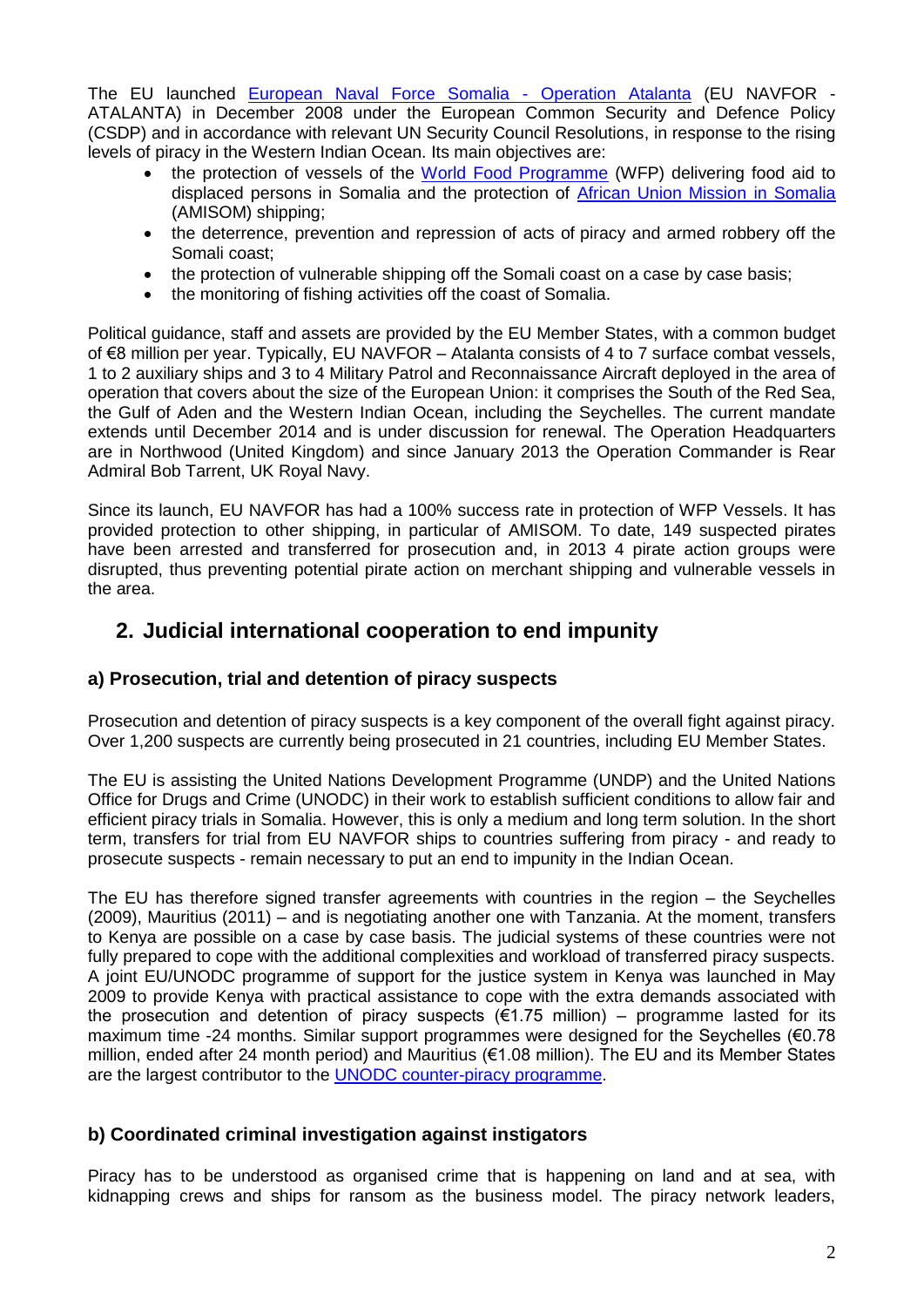The EU launched European Naval Force Somalia - Operation Atalanta (EU NAVFOR - ATALANTA) in December 2008 under the European Common Security and Defence Policy (CSDP) and in accordance with relevant UN Security Council Resolutions, in response to the rising levels of piracy in the Western Indian Ocean. Its main objectives are:

- the protection of vessels of the World Food Programme (WFP) delivering food aid to displaced persons in Somalia and the protection of African Union Mission in Somalia (AMISOM) shipping;
- the deterrence, prevention and repression of acts of piracy and armed robbery off the Somali coast;
- the protection of vulnerable shipping off the Somali coast on a case by case basis;
- the monitoring of fishing activities off the coast of Somalia.

Political guidance, staff and assets are provided by the EU Member States, with a common budget of €8 million per year. Typically, EU NAVFOR – Atalanta consists of 4 to 7 surface combat vessels, 1 to 2 auxiliary ships and 3 to 4 Military Patrol and Reconnaissance Aircraft deployed in the area of operation that covers about the size of the European Union: it comprises the South of the Red Sea, the Gulf of Aden and the Western Indian Ocean, including the Seychelles. The current mandate extends until December 2014 and is under discussion for renewal. The Operation Headquarters are in Northwood (United Kingdom) and since January 2013 the Operation Commander is Rear Admiral Bob Tarrent, UK Royal Navy.

Since its launch, EU NAVFOR has had a 100% success rate in protection of WFP Vessels. It has provided protection to other shipping, in particular of AMISOM. To date, 149 suspected pirates have been arrested and transferred for prosecution and, in 2013 4 pirate action groups were disrupted, thus preventing potential pirate action on merchant shipping and vulnerable vessels in the area.

## 2. Judicial international cooperation to end impunity

### a) Prosecution, trial and detention of piracy suspects

Prosecution and detention of piracy suspects is a key component of the overall fight against piracy. Over 1,200 suspects are currently being prosecuted in 21 countries, including EU Member States.

The EU is assisting the United Nations Development Programme (UNDP) and the United Nations Office for Drugs and Crime (UNODC) in their work to establish sufficient conditions to allow fair and efficient piracy trials in Somalia. However, this is only a medium and long term solution. In the short term, transfers for trial from EU NAVFOR ships to countries suffering from piracy - and ready to prosecute suspects - remain necessary to put an end to impunity in the Indian Ocean.

The EU has therefore signed transfer agreements with countries in the region – the Seychelles (2009), Mauritius (2011) – and is negotiating another one with Tanzania. At the moment, transfers to Kenya are possible on a case by case basis. The judicial systems of these countries were not fully prepared to cope with the additional complexities and workload of transferred piracy suspects. A joint EU/UNODC programme of support for the justice system in Kenya was launched in May 2009 to provide Kenya with practical assistance to cope with the extra demands associated with the prosecution and detention of piracy suspects (€1.75 million) – programme lasted for its maximum time -24 months. Similar support programmes were designed for the Seychelles (€0.78 million, ended after 24 month period) and Mauritius (€1.08 million). The EU and its Member States are the largest contributor to the UNODC counter-piracy programme.

### b) Coordinated criminal investigation against instigators

Piracy has to be understood as organised crime that is happening on land and at sea, with kidnapping crews and ships for ransom as the business model. The piracy network leaders,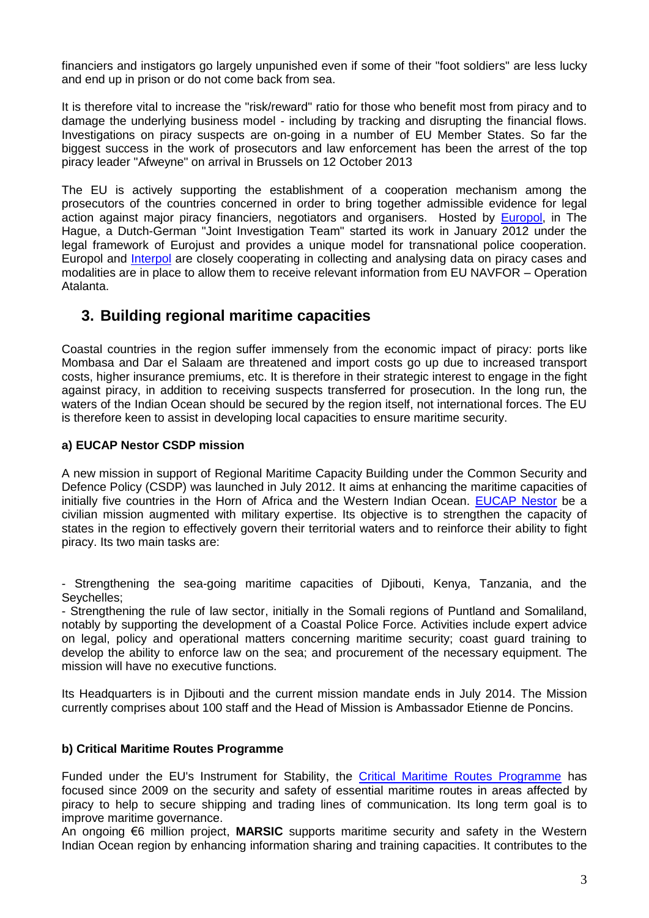financiers and instigators go largely unpunished even if some of their "foot soldiers" are less lucky and end up in prison or do not come back from sea.

It is therefore vital to increase the "risk/reward" ratio for those who benefit most from piracy and to damage the underlying business model - including by tracking and disrupting the financial flows. Investigations on piracy suspects are on-going in a number of EU Member States. So far the biggest success in the work of prosecutors and law enforcement has been the arrest of the top piracy leader "Afweyne" on arrival in Brussels on 12 October 2013

The EU is actively supporting the establishment of a cooperation mechanism among the prosecutors of the countries concerned in order to bring together admissible evidence for legal action against major piracy financiers, negotiators and organisers. Hosted by Europol, in The Hague, a Dutch-German "Joint Investigation Team" started its work in January 2012 under the legal framework of Eurojust and provides a unique model for transnational police cooperation. Europol and Interpol are closely cooperating in collecting and analysing data on piracy cases and modalities are in place to allow them to receive relevant information from EU NAVFOR – Operation Atalanta.

## 3. Building regional maritime capacities

Coastal countries in the region suffer immensely from the economic impact of piracy: ports like Mombasa and Dar el Salaam are threatened and import costs go up due to increased transport costs, higher insurance premiums, etc. It is therefore in their strategic interest to engage in the fight against piracy, in addition to receiving suspects transferred for prosecution. In the long run, the waters of the Indian Ocean should be secured by the region itself, not international forces. The EU is therefore keen to assist in developing local capacities to ensure maritime security.

### a) EUCAP Nestor CSDP mission

A new mission in support of Regional Maritime Capacity Building under the Common Security and Defence Policy (CSDP) was launched in July 2012. It aims at enhancing the maritime capacities of initially five countries in the Horn of Africa and the Western Indian Ocean. EUCAP Nestor be a civilian mission augmented with military expertise. Its objective is to strengthen the capacity of states in the region to effectively govern their territorial waters and to reinforce their ability to fight piracy. Its two main tasks are:

- Strengthening the sea-going maritime capacities of Djibouti, Kenya, Tanzania, and the Seychelles;
- Strengthening the rule of law sector, initially in the Somali regions of Puntland and Somaliland, notably by supporting the development of a Coastal Police Force. Activities include expert advice on legal, policy and operational matters concerning maritime security; coast guard training to develop the ability to enforce law on the sea; and procurement of the necessary equipment. The mission will have no executive functions.

Its Headquarters is in Djibouti and the current mission mandate ends in July 2014. The Mission currently comprises about 100 staff and the Head of Mission is Ambassador Etienne de Poncins.

### b) Critical Maritime Routes Programme

Funded under the EU's Instrument for Stability, the Critical Maritime Routes Programme has focused since 2009 on the security and safety of essential maritime routes in areas affected by piracy to help to secure shipping and trading lines of communication. Its long term goal is to improve maritime governance.
An ongoing €6 million project, **MARSIC** supports maritime security and safety in the Western Indian Ocean region by enhancing information sharing and training capacities. It contributes to the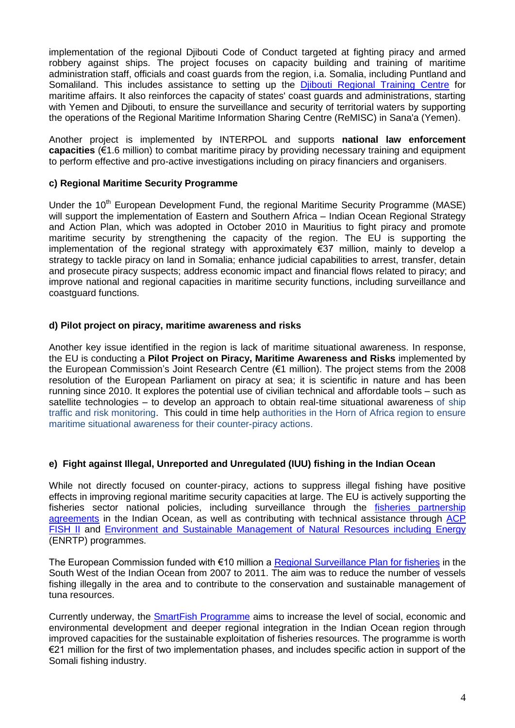implementation of the regional Djibouti Code of Conduct targeted at fighting piracy and armed robbery against ships. The project focuses on capacity building and training of maritime administration staff, officials and coast guards from the region, i.a. Somalia, including Puntland and Somaliland. This includes assistance to setting up the Djibouti Regional Training Centre for maritime affairs. It also reinforces the capacity of states' coast guards and administrations, starting with Yemen and Djibouti, to ensure the surveillance and security of territorial waters by supporting the operations of the Regional Maritime Information Sharing Centre (ReMISC) in Sana'a (Yemen).

Another project is implemented by INTERPOL and supports **national law enforcement capacities** (€1.6 million) to combat maritime piracy by providing necessary training and equipment to perform effective and pro-active investigations including on piracy financiers and organisers.

**c) Regional Maritime Security Programme**

Under the 10th European Development Fund, the regional Maritime Security Programme (MASE) will support the implementation of Eastern and Southern Africa – Indian Ocean Regional Strategy and Action Plan, which was adopted in October 2010 in Mauritius to fight piracy and promote maritime security by strengthening the capacity of the region. The EU is supporting the implementation of the regional strategy with approximately €37 million, mainly to develop a strategy to tackle piracy on land in Somalia; enhance judicial capabilities to arrest, transfer, detain and prosecute piracy suspects; address economic impact and financial flows related to piracy; and improve national and regional capacities in maritime security functions, including surveillance and coastguard functions.

**d) Pilot project on piracy, maritime awareness and risks**

Another key issue identified in the region is lack of maritime situational awareness. In response, the EU is conducting a **Pilot Project on Piracy, Maritime Awareness and Risks** implemented by the European Commission's Joint Research Centre (€1 million). The project stems from the 2008 resolution of the European Parliament on piracy at sea; it is scientific in nature and has been running since 2010. It explores the potential use of civilian technical and affordable tools – such as satellite technologies – to develop an approach to obtain real-time situational awareness of ship traffic and risk monitoring. This could in time help authorities in the Horn of Africa region to ensure maritime situational awareness for their counter-piracy actions.

**e) Fight against Illegal, Unreported and Unregulated (IUU) fishing in the Indian Ocean**

While not directly focused on counter-piracy, actions to suppress illegal fishing have positive effects in improving regional maritime security capacities at large. The EU is actively supporting the fisheries sector national policies, including surveillance through the fisheries partnership agreements in the Indian Ocean, as well as contributing with technical assistance through ACP FISH II and Environment and Sustainable Management of Natural Resources including Energy (ENRTP) programmes.

The European Commission funded with €10 million a Regional Surveillance Plan for fisheries in the South West of the Indian Ocean from 2007 to 2011. The aim was to reduce the number of vessels fishing illegally in the area and to contribute to the conservation and sustainable management of tuna resources.

Currently underway, the SmartFish Programme aims to increase the level of social, economic and environmental development and deeper regional integration in the Indian Ocean region through improved capacities for the sustainable exploitation of fisheries resources. The programme is worth €21 million for the first of two implementation phases, and includes specific action in support of the Somali fishing industry.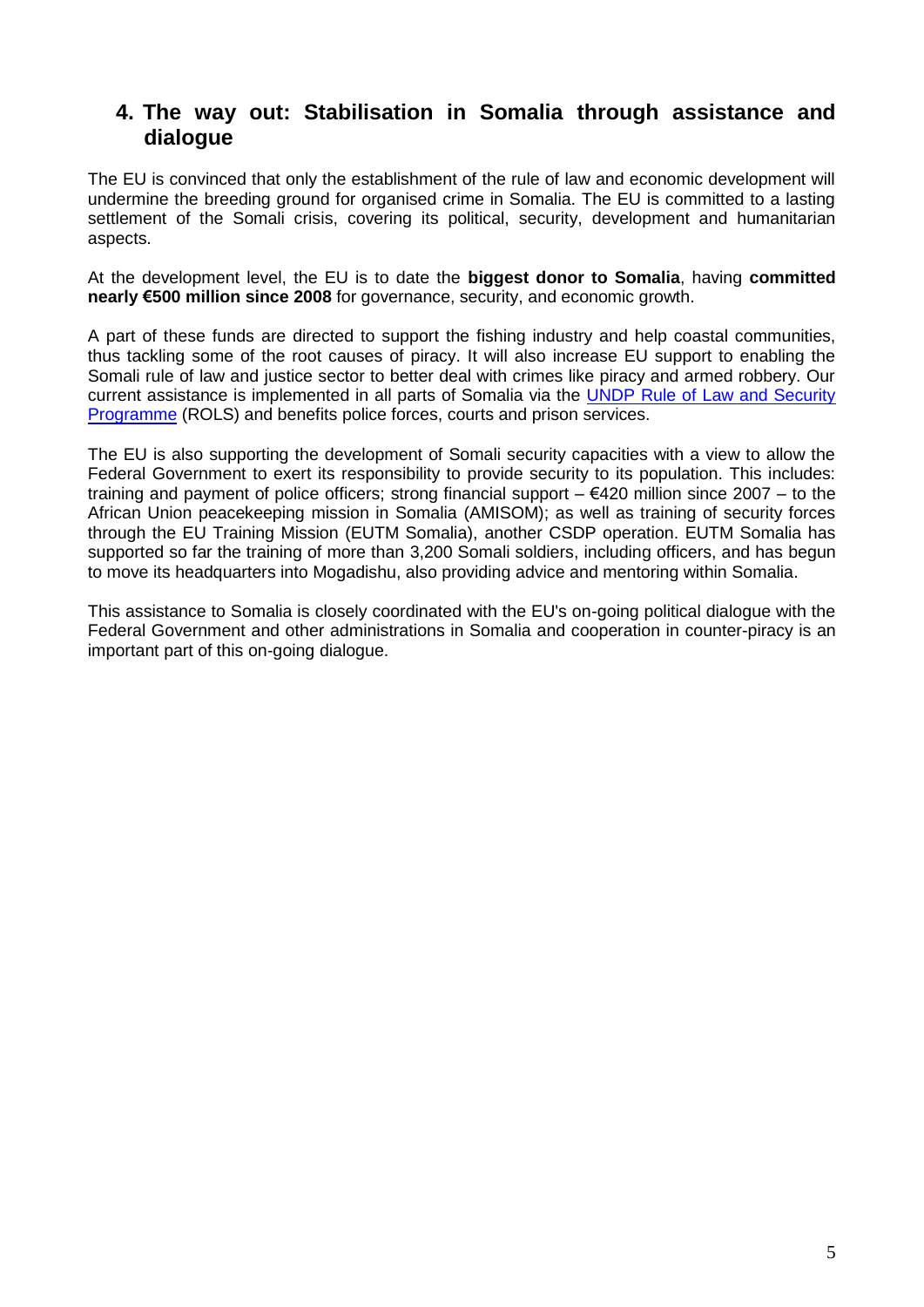## 4. The way out: Stabilisation in Somalia through assistance and dialogue

The EU is convinced that only the establishment of the rule of law and economic development will undermine the breeding ground for organised crime in Somalia. The EU is committed to a lasting settlement of the Somali crisis, covering its political, security, development and humanitarian aspects.

At the development level, the EU is to date the **biggest donor to Somalia**, having **committed nearly €500 million since 2008** for governance, security, and economic growth.

A part of these funds are directed to support the fishing industry and help coastal communities, thus tackling some of the root causes of piracy. It will also increase EU support to enabling the Somali rule of law and justice sector to better deal with crimes like piracy and armed robbery. Our current assistance is implemented in all parts of Somalia via the UNDP Rule of Law and Security Programme (ROLS) and benefits police forces, courts and prison services.

The EU is also supporting the development of Somali security capacities with a view to allow the Federal Government to exert its responsibility to provide security to its population. This includes: training and payment of police officers; strong financial support – €420 million since 2007 – to the African Union peacekeeping mission in Somalia (AMISOM); as well as training of security forces through the EU Training Mission (EUTM Somalia), another CSDP operation. EUTM Somalia has supported so far the training of more than 3,200 Somali soldiers, including officers, and has begun to move its headquarters into Mogadishu, also providing advice and mentoring within Somalia.

This assistance to Somalia is closely coordinated with the EU's on-going political dialogue with the Federal Government and other administrations in Somalia and cooperation in counter-piracy is an important part of this on-going dialogue.